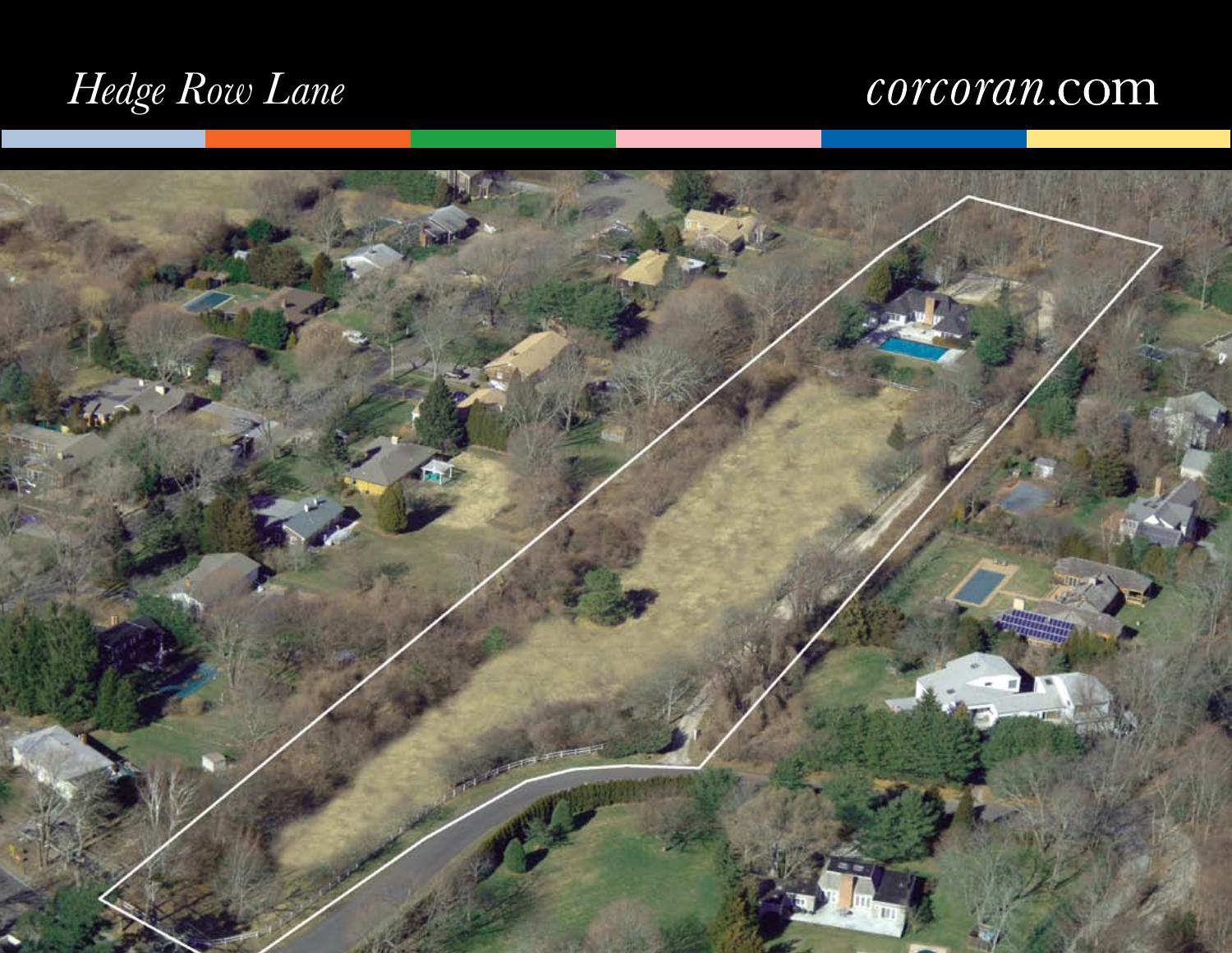*Hedge Row Lane*

*corcoran*.com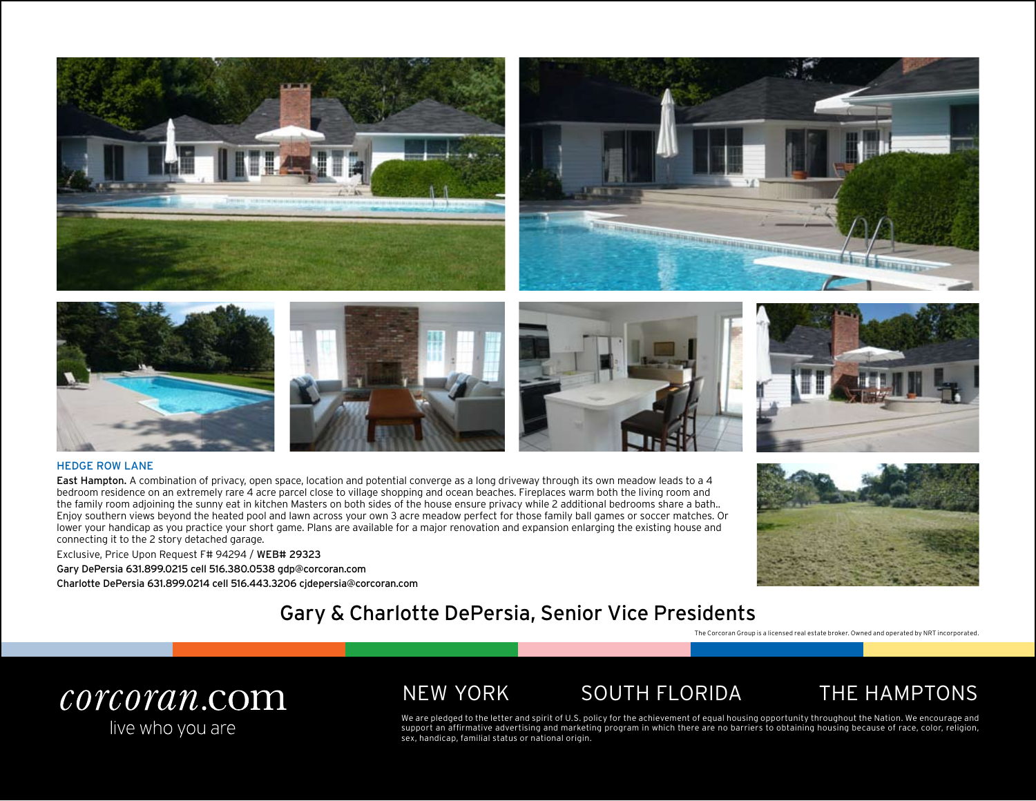## HEDGE ROW LANE

**East Hampton.** A combination of privacy, open space, location and potential converge as a long driveway through its own meadow leads to a 4 bedroom residence on an extremely rare 4 acre parcel close to village shopping and ocean beaches. Fireplaces warm both the living room and the family room adjoining the sunny eat in kitchen Masters on both sides of the house ensure privacy while 2 additional bedrooms share a bath.. Enjoy southern views beyond the heated pool and lawn across your own 3 acre meadow perfect for those family ball games or soccer matches. Or lower your handicap as you practice your short game. Plans are available for a major renovation and expansion enlarging the existing house and connecting it to the 2 story detached garage.

Exclusive, Price Upon Request F# 94294 / **WEB# 29323**

**Gary DePersia 631.899.0215 cell 516.380.0538 gdp@corcoran.com**

**Charlotte DePersia 631.899.0214 cell 516.443.3206 cjdepersia@corcoran.com**

## Gary & Charlotte DePersia, Senior Vice Presidents

The Corcoran Group is a licensed real estate broker. Owned and operated by NRT incorporated.

*corcoran*.com

live who you are

NEW YORK SOUTH FLORIDA THE HAMPTONS

We are pledged to the letter and spirit of U.S. policy for the achievement of equal housing opportunity throughout the Nation. We encourage and support an affirmative advertising and marketing program in which there are no barriers to obtaining housing because of race, color, religion, sex, handicap, familial status or national origin.